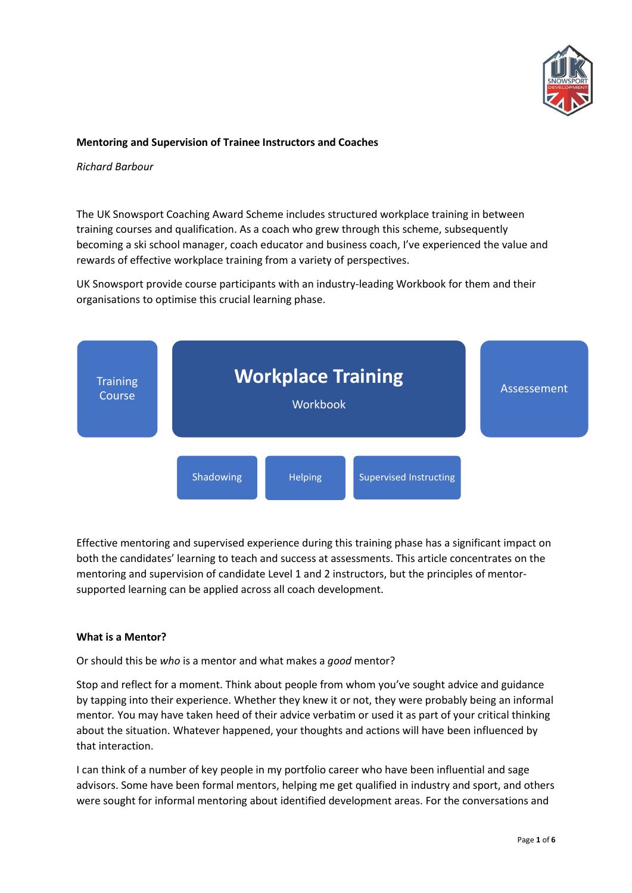**Mentoring and Supervision of Trainee Instructors and Coaches**

*Richard Barbour*

The UK Snowsport Coaching Award Scheme includes structured workplace training in between training courses and qualification. As a coach who grew through this scheme, subsequently becoming a ski school manager, coach educator and business coach, I've experienced the value and rewards of effective workplace training from a variety of perspectives.

UK Snowsport provide course participants with an industry-leading Workbook for them and their organisations to optimise this crucial learning phase.

Training Course → **Workplace Training** (Workbook) → Assessement

- Shadowing
- Helping
- Supervised Instructing

Effective mentoring and supervised experience during this training phase has a significant impact on both the candidates' learning to teach and success at assessments. This article concentrates on the mentoring and supervision of candidate Level 1 and 2 instructors, but the principles of mentor-supported learning can be applied across all coach development.

**What is a Mentor?**

Or should this be *who* is a mentor and what makes a *good* mentor?

Stop and reflect for a moment. Think about people from whom you've sought advice and guidance by tapping into their experience. Whether they knew it or not, they were probably being an informal mentor. You may have taken heed of their advice verbatim or used it as part of your critical thinking about the situation. Whatever happened, your thoughts and actions will have been influenced by that interaction.

I can think of a number of key people in my portfolio career who have been influential and sage advisors. Some have been formal mentors, helping me get qualified in industry and sport, and others were sought for informal mentoring about identified development areas. For the conversations and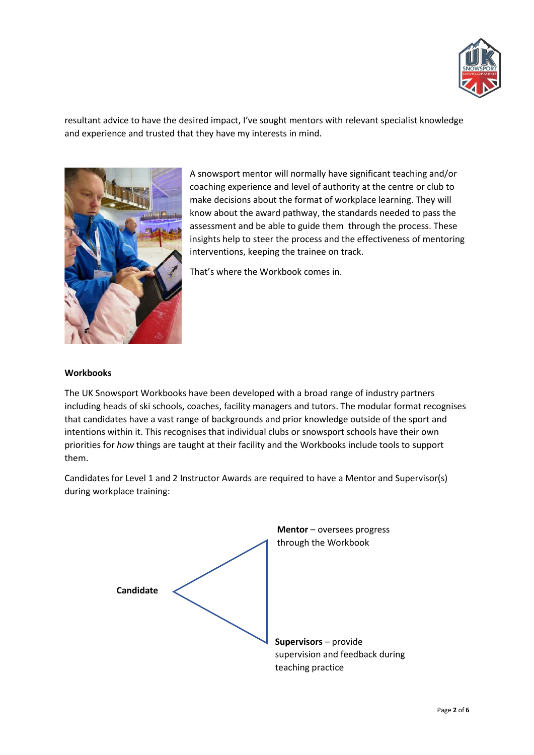resultant advice to have the desired impact, I've sought mentors with relevant specialist knowledge and experience and trusted that they have my interests in mind.

A snowsport mentor will normally have significant teaching and/or coaching experience and level of authority at the centre or club to make decisions about the format of workplace learning. They will know about the award pathway, the standards needed to pass the assessment and be able to guide them through the process. These insights help to steer the process and the effectiveness of mentoring interventions, keeping the trainee on track.

That's where the Workbook comes in.

**Workbooks**

The UK Snowsport Workbooks have been developed with a broad range of industry partners including heads of ski schools, coaches, facility managers and tutors. The modular format recognises that candidates have a vast range of backgrounds and prior knowledge outside of the sport and intentions within it. This recognises that individual clubs or snowsport schools have their own priorities for *how* things are taught at their facility and the Workbooks include tools to support them.

Candidates for Level 1 and 2 Instructor Awards are required to have a Mentor and Supervisor(s) during workplace training:

**Mentor** – oversees progress through the Workbook

**Candidate**

**Supervisors** – provide supervision and feedback during teaching practice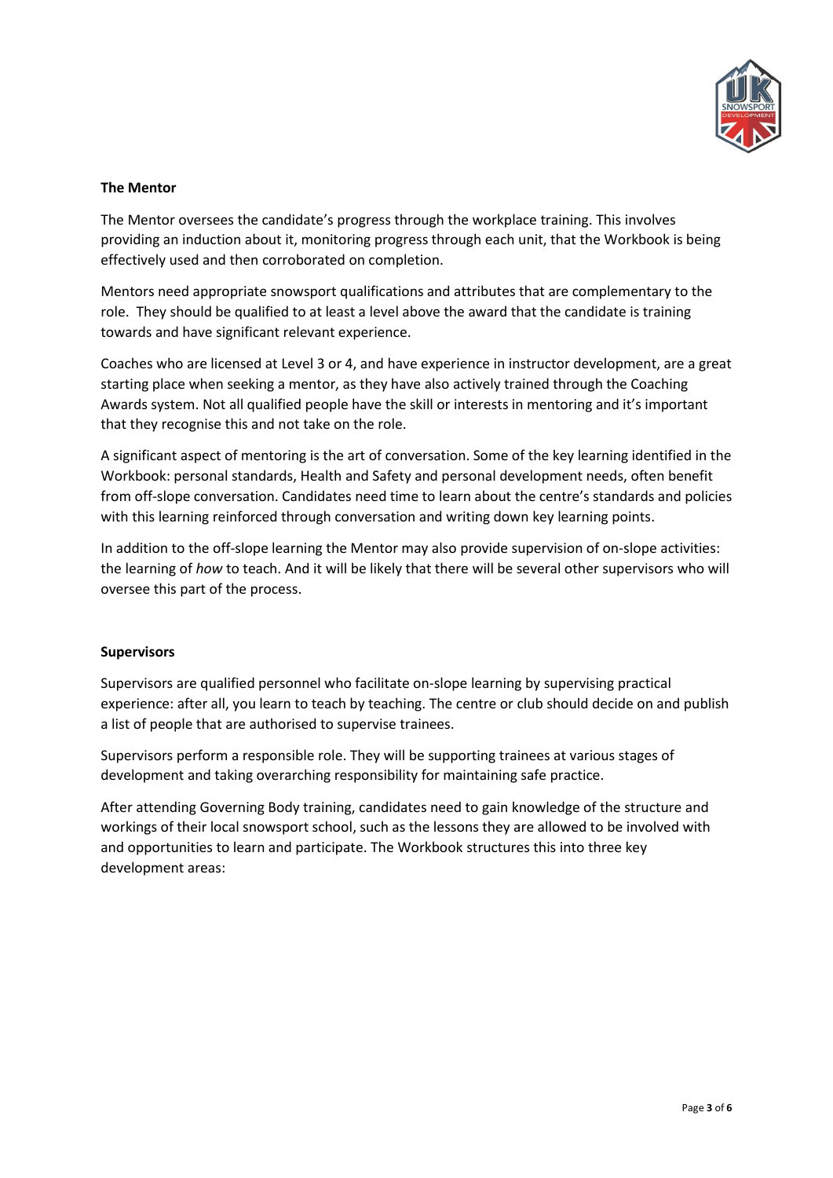**The Mentor**

The Mentor oversees the candidate's progress through the workplace training. This involves providing an induction about it, monitoring progress through each unit, that the Workbook is being effectively used and then corroborated on completion.

Mentors need appropriate snowsport qualifications and attributes that are complementary to the role. They should be qualified to at least a level above the award that the candidate is training towards and have significant relevant experience.

Coaches who are licensed at Level 3 or 4, and have experience in instructor development, are a great starting place when seeking a mentor, as they have also actively trained through the Coaching Awards system. Not all qualified people have the skill or interests in mentoring and it's important that they recognise this and not take on the role.

A significant aspect of mentoring is the art of conversation. Some of the key learning identified in the Workbook: personal standards, Health and Safety and personal development needs, often benefit from off-slope conversation. Candidates need time to learn about the centre's standards and policies with this learning reinforced through conversation and writing down key learning points.

In addition to the off-slope learning the Mentor may also provide supervision of on-slope activities: the learning of *how* to teach. And it will be likely that there will be several other supervisors who will oversee this part of the process.

**Supervisors**

Supervisors are qualified personnel who facilitate on-slope learning by supervising practical experience: after all, you learn to teach by teaching. The centre or club should decide on and publish a list of people that are authorised to supervise trainees.

Supervisors perform a responsible role. They will be supporting trainees at various stages of development and taking overarching responsibility for maintaining safe practice.

After attending Governing Body training, candidates need to gain knowledge of the structure and workings of their local snowsport school, such as the lessons they are allowed to be involved with and opportunities to learn and participate. The Workbook structures this into three key development areas: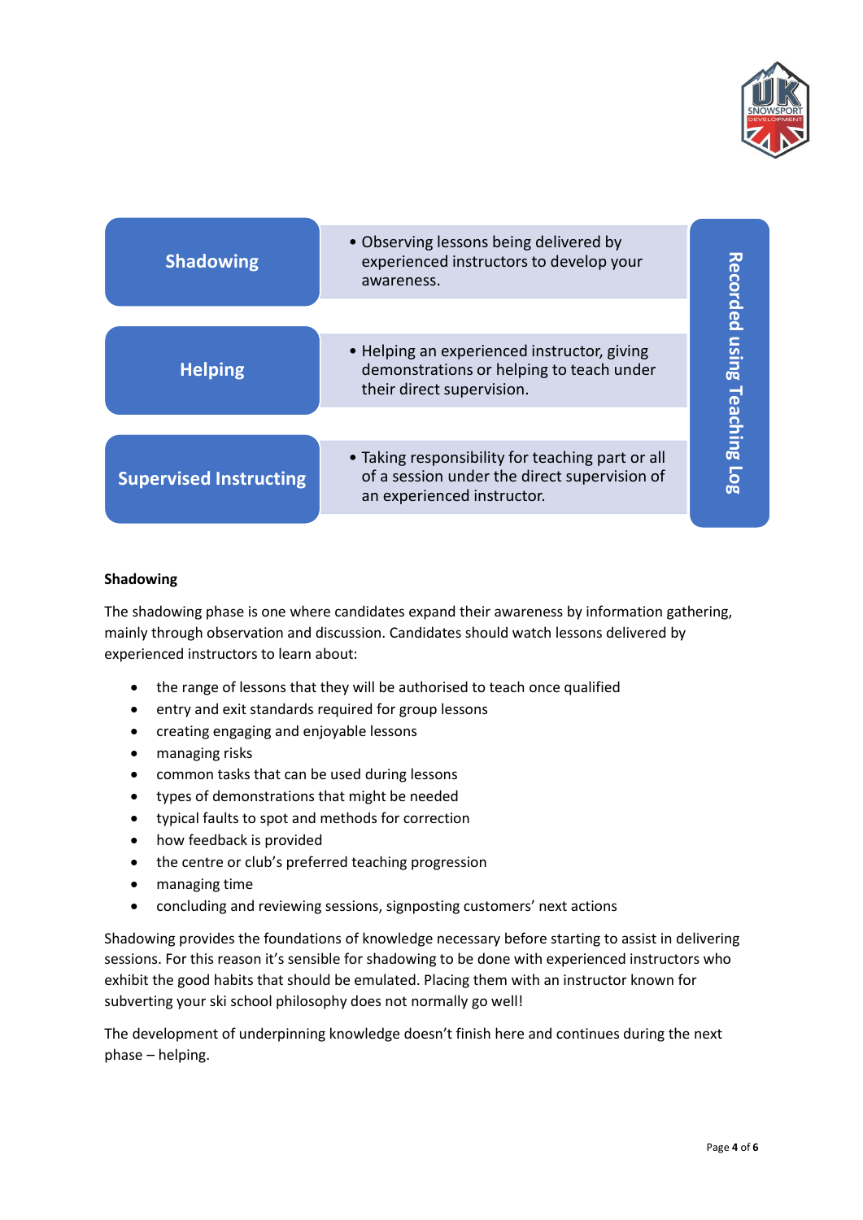| Phase | Description | |
|---|---|---|
| **Shadowing** | Observing lessons being delivered by experienced instructors to develop your awareness. | Recorded using Teaching Log |
| **Helping** | Helping an experienced instructor, giving demonstrations or helping to teach under their direct supervision. | |
| **Supervised Instructing** | Taking responsibility for teaching part or all of a session under the direct supervision of an experienced instructor. | |

**Shadowing**

The shadowing phase is one where candidates expand their awareness by information gathering, mainly through observation and discussion. Candidates should watch lessons delivered by experienced instructors to learn about:

- the range of lessons that they will be authorised to teach once qualified
- entry and exit standards required for group lessons
- creating engaging and enjoyable lessons
- managing risks
- common tasks that can be used during lessons
- types of demonstrations that might be needed
- typical faults to spot and methods for correction
- how feedback is provided
- the centre or club's preferred teaching progression
- managing time
- concluding and reviewing sessions, signposting customers' next actions

Shadowing provides the foundations of knowledge necessary before starting to assist in delivering sessions. For this reason it's sensible for shadowing to be done with experienced instructors who exhibit the good habits that should be emulated. Placing them with an instructor known for subverting your ski school philosophy does not normally go well!

The development of underpinning knowledge doesn't finish here and continues during the next phase – helping.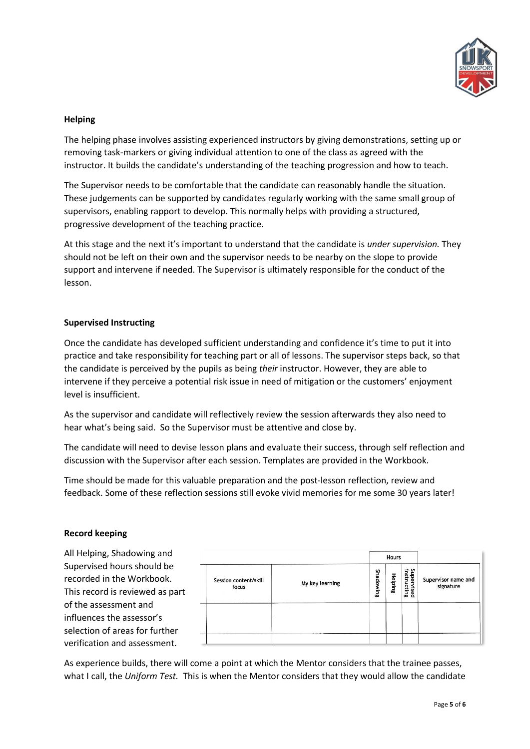### Helping

The helping phase involves assisting experienced instructors by giving demonstrations, setting up or removing task-markers or giving individual attention to one of the class as agreed with the instructor. It builds the candidate's understanding of the teaching progression and how to teach.

The Supervisor needs to be comfortable that the candidate can reasonably handle the situation. These judgements can be supported by candidates regularly working with the same small group of supervisors, enabling rapport to develop. This normally helps with providing a structured, progressive development of the teaching practice.

At this stage and the next it's important to understand that the candidate is *under supervision.* They should not be left on their own and the supervisor needs to be nearby on the slope to provide support and intervene if needed. The Supervisor is ultimately responsible for the conduct of the lesson.

### Supervised Instructing

Once the candidate has developed sufficient understanding and confidence it's time to put it into practice and take responsibility for teaching part or all of lessons. The supervisor steps back, so that the candidate is perceived by the pupils as being *their* instructor. However, they are able to intervene if they perceive a potential risk issue in need of mitigation or the customers' enjoyment level is insufficient.

As the supervisor and candidate will reflectively review the session afterwards they also need to hear what's being said. So the Supervisor must be attentive and close by.

The candidate will need to devise lesson plans and evaluate their success, through self reflection and discussion with the Supervisor after each session. Templates are provided in the Workbook.

Time should be made for this valuable preparation and the post-lesson reflection, review and feedback. Some of these reflection sessions still evoke vivid memories for me some 30 years later!

### Record keeping

All Helping, Shadowing and Supervised hours should be recorded in the Workbook. This record is reviewed as part of the assessment and influences the assessor's selection of areas for further verification and assessment.

| | | Hours | | | |
|---|---|---|---|---|---|
| Session content/skill focus | My key learning | Shadowing | Helping | Supervised instructing | Supervisor name and signature |
| | | | | | |
| | | | | | |

As experience builds, there will come a point at which the Mentor considers that the trainee passes, what I call, the *Uniform Test.* This is when the Mentor considers that they would allow the candidate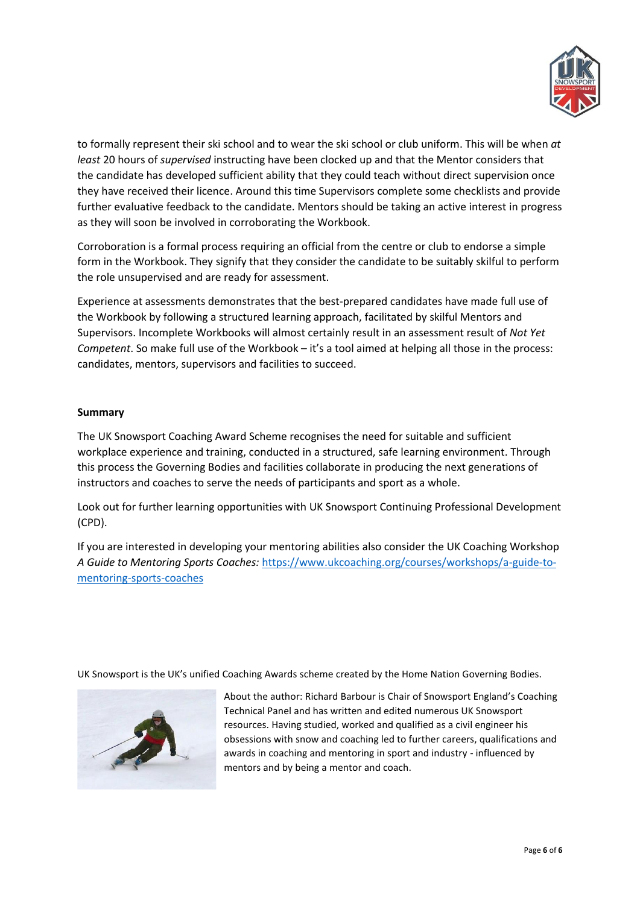to formally represent their ski school and to wear the ski school or club uniform. This will be when *at least* 20 hours of *supervised* instructing have been clocked up and that the Mentor considers that the candidate has developed sufficient ability that they could teach without direct supervision once they have received their licence. Around this time Supervisors complete some checklists and provide further evaluative feedback to the candidate. Mentors should be taking an active interest in progress as they will soon be involved in corroborating the Workbook.

Corroboration is a formal process requiring an official from the centre or club to endorse a simple form in the Workbook. They signify that they consider the candidate to be suitably skilful to perform the role unsupervised and are ready for assessment.

Experience at assessments demonstrates that the best-prepared candidates have made full use of the Workbook by following a structured learning approach, facilitated by skilful Mentors and Supervisors. Incomplete Workbooks will almost certainly result in an assessment result of *Not Yet Competent*. So make full use of the Workbook – it's a tool aimed at helping all those in the process: candidates, mentors, supervisors and facilities to succeed.

**Summary**

The UK Snowsport Coaching Award Scheme recognises the need for suitable and sufficient workplace experience and training, conducted in a structured, safe learning environment. Through this process the Governing Bodies and facilities collaborate in producing the next generations of instructors and coaches to serve the needs of participants and sport as a whole.

Look out for further learning opportunities with UK Snowsport Continuing Professional Development (CPD).

If you are interested in developing your mentoring abilities also consider the UK Coaching Workshop *A Guide to Mentoring Sports Coaches:* https://www.ukcoaching.org/courses/workshops/a-guide-to-mentoring-sports-coaches

UK Snowsport is the UK's unified Coaching Awards scheme created by the Home Nation Governing Bodies.

About the author: Richard Barbour is Chair of Snowsport England's Coaching Technical Panel and has written and edited numerous UK Snowsport resources. Having studied, worked and qualified as a civil engineer his obsessions with snow and coaching led to further careers, qualifications and awards in coaching and mentoring in sport and industry - influenced by mentors and by being a mentor and coach.